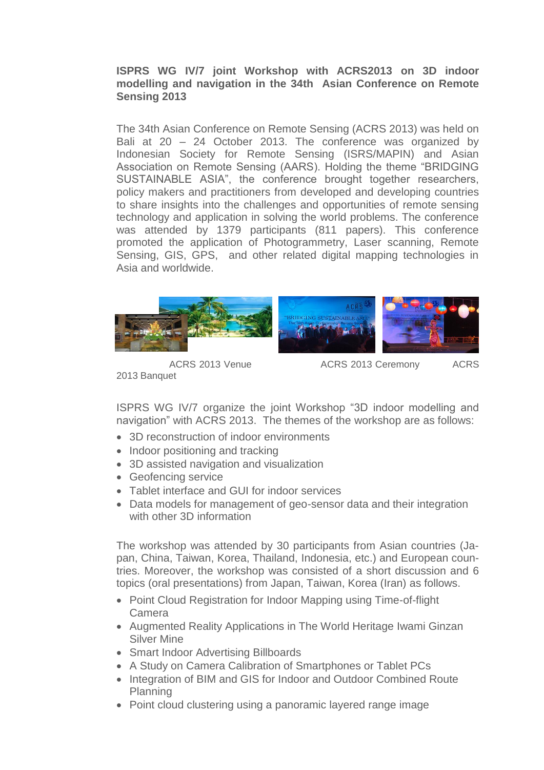**ISPRS WG IV/7 joint Workshop with ACRS2013 on 3D indoor modelling and navigation in the 34th Asian Conference on Remote Sensing 2013**

The 34th Asian Conference on Remote Sensing (ACRS 2013) was held on Bali at 20 – 24 October 2013. The conference was organized by Indonesian Society for Remote Sensing (ISRS/MAPIN) and Asian Association on Remote Sensing (AARS). Holding the theme "BRIDGING SUSTAINABLE ASIA", the conference brought together researchers, policy makers and practitioners from developed and developing countries to share insights into the challenges and opportunities of remote sensing technology and application in solving the world problems. The conference was attended by 1379 participants (811 papers). This conference promoted the application of Photogrammetry, Laser scanning, Remote Sensing, GIS, GPS, and other related digital mapping technologies in Asia and worldwide.

ACRS 2013 Venue ACRS 2013 Ceremony ACRS 2013 Banquet

ISPRS WG IV/7 organize the joint Workshop "3D indoor modelling and navigation" with ACRS 2013. The themes of the workshop are as follows:

- 3D reconstruction of indoor environments
- Indoor positioning and tracking
- 3D assisted navigation and visualization
- Geofencing service
- Tablet interface and GUI for indoor services
- Data models for management of geo-sensor data and their integration with other 3D information

The workshop was attended by 30 participants from Asian countries (Japan, China, Taiwan, Korea, Thailand, Indonesia, etc.) and European countries. Moreover, the workshop was consisted of a short discussion and 6 topics (oral presentations) from Japan, Taiwan, Korea (Iran) as follows.

- Point Cloud Registration for Indoor Mapping using Time-of-flight Camera
- Augmented Reality Applications in The World Heritage Iwami Ginzan Silver Mine
- Smart Indoor Advertising Billboards
- A Study on Camera Calibration of Smartphones or Tablet PCs
- Integration of BIM and GIS for Indoor and Outdoor Combined Route Planning
- Point cloud clustering using a panoramic layered range image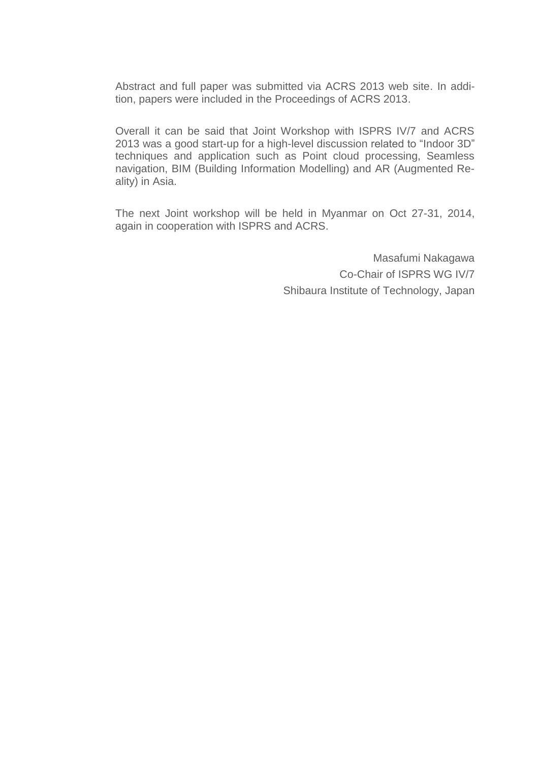Abstract and full paper was submitted via ACRS 2013 web site. In addition, papers were included in the Proceedings of ACRS 2013.

Overall it can be said that Joint Workshop with ISPRS IV/7 and ACRS 2013 was a good start-up for a high-level discussion related to "Indoor 3D" techniques and application such as Point cloud processing, Seamless navigation, BIM (Building Information Modelling) and AR (Augmented Reality) in Asia.

The next Joint workshop will be held in Myanmar on Oct 27-31, 2014, again in cooperation with ISPRS and ACRS.

Masafumi Nakagawa
Co-Chair of ISPRS WG IV/7
Shibaura Institute of Technology, Japan